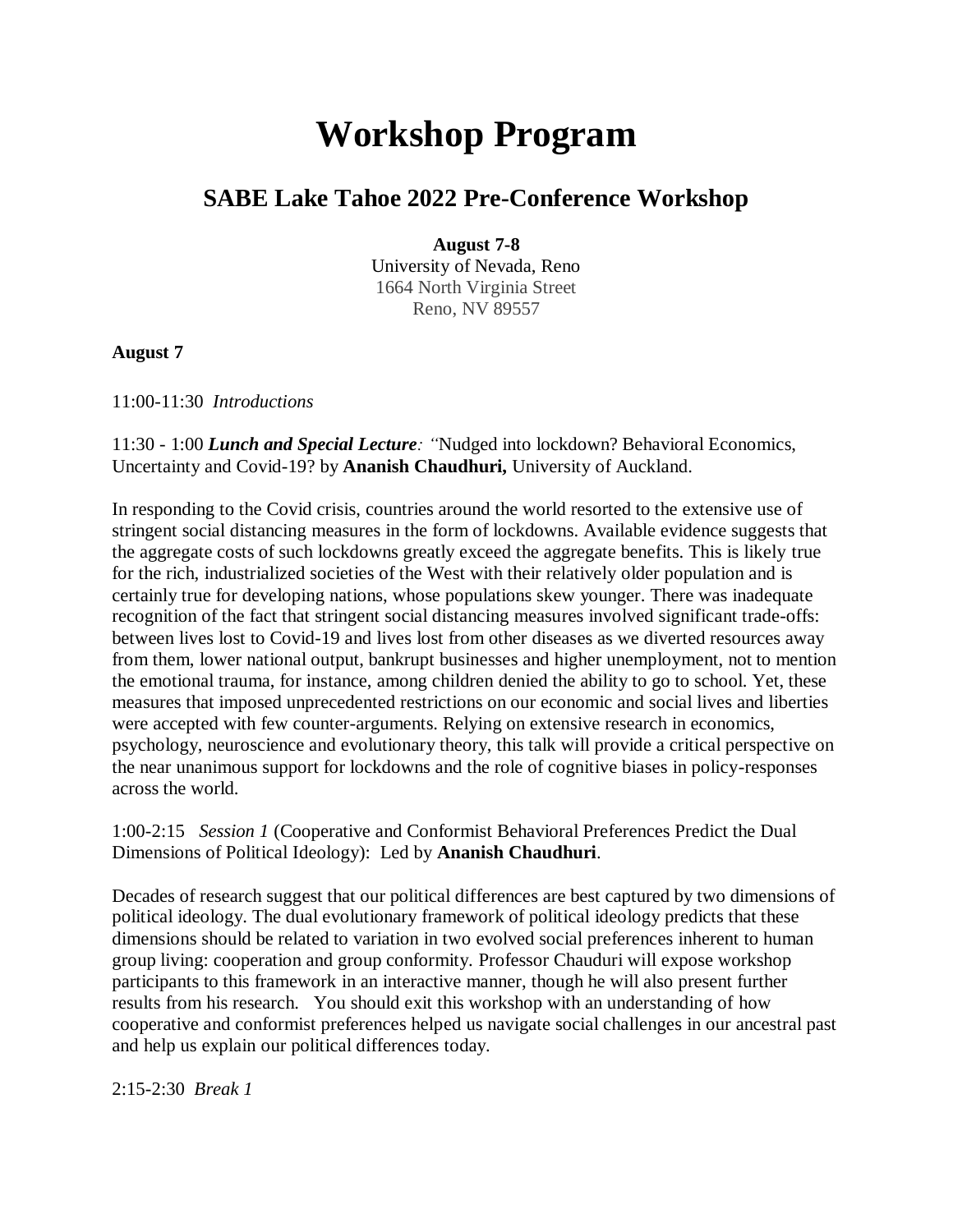# Workshop Program

## SABE Lake Tahoe 2022 Pre-Conference Workshop

**August 7-8**
University of Nevada, Reno
1664 North Virginia Street
Reno, NV 89557

**August 7**

11:00-11:30 *Introductions*

11:30 - 1:00 ***Lunch and Special Lecture**: "*Nudged into lockdown? Behavioral Economics, Uncertainty and Covid-19? by **Ananish Chaudhuri,** University of Auckland.

In responding to the Covid crisis, countries around the world resorted to the extensive use of stringent social distancing measures in the form of lockdowns. Available evidence suggests that the aggregate costs of such lockdowns greatly exceed the aggregate benefits. This is likely true for the rich, industrialized societies of the West with their relatively older population and is certainly true for developing nations, whose populations skew younger. There was inadequate recognition of the fact that stringent social distancing measures involved significant trade-offs: between lives lost to Covid-19 and lives lost from other diseases as we diverted resources away from them, lower national output, bankrupt businesses and higher unemployment, not to mention the emotional trauma, for instance, among children denied the ability to go to school. Yet, these measures that imposed unprecedented restrictions on our economic and social lives and liberties were accepted with few counter-arguments. Relying on extensive research in economics, psychology, neuroscience and evolutionary theory, this talk will provide a critical perspective on the near unanimous support for lockdowns and the role of cognitive biases in policy-responses across the world.

1:00-2:15 *Session 1* (Cooperative and Conformist Behavioral Preferences Predict the Dual Dimensions of Political Ideology): Led by **Ananish Chaudhuri**.

Decades of research suggest that our political differences are best captured by two dimensions of political ideology. The dual evolutionary framework of political ideology predicts that these dimensions should be related to variation in two evolved social preferences inherent to human group living: cooperation and group conformity. Professor Chauduri will expose workshop participants to this framework in an interactive manner, though he will also present further results from his research. You should exit this workshop with an understanding of how cooperative and conformist preferences helped us navigate social challenges in our ancestral past and help us explain our political differences today.

2:15-2:30 *Break 1*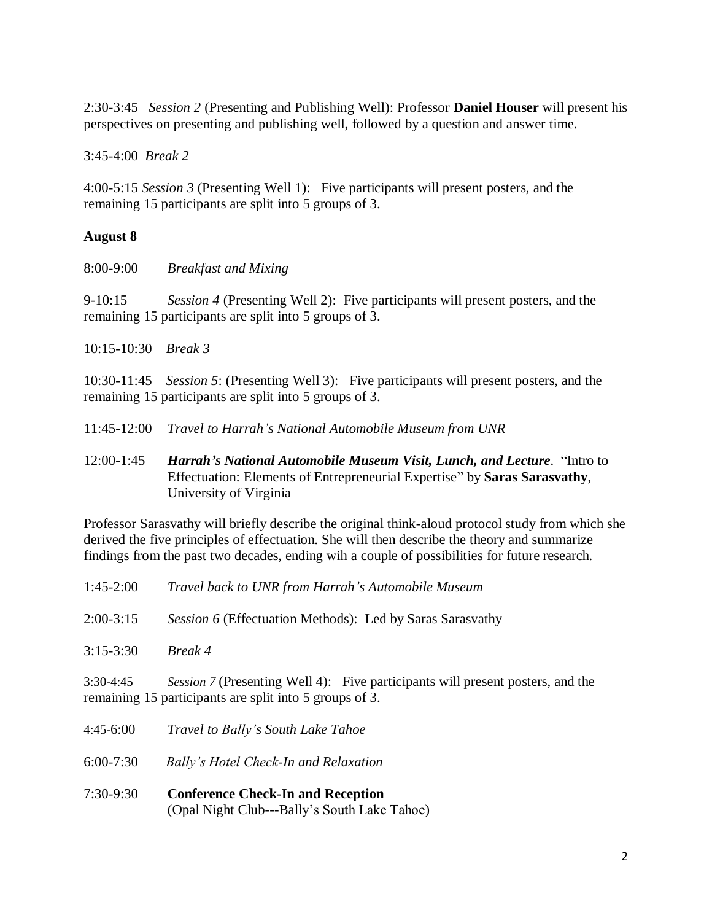2:30-3:45 *Session 2* (Presenting and Publishing Well): Professor **Daniel Houser** will present his perspectives on presenting and publishing well, followed by a question and answer time.

3:45-4:00 *Break 2*

4:00-5:15 *Session 3* (Presenting Well 1): Five participants will present posters, and the remaining 15 participants are split into 5 groups of 3.

**August 8**

8:00-9:00 *Breakfast and Mixing*

9-10:15 *Session 4* (Presenting Well 2): Five participants will present posters, and the remaining 15 participants are split into 5 groups of 3.

10:15-10:30 *Break 3*

10:30-11:45 *Session 5*: (Presenting Well 3): Five participants will present posters, and the remaining 15 participants are split into 5 groups of 3.

11:45-12:00 *Travel to Harrah's National Automobile Museum from UNR*

12:00-1:45 ***Harrah's National Automobile Museum Visit, Lunch, and Lecture***. "Intro to Effectuation: Elements of Entrepreneurial Expertise" by **Saras Sarasvathy**, University of Virginia

Professor Sarasvathy will briefly describe the original think-aloud protocol study from which she derived the five principles of effectuation. She will then describe the theory and summarize findings from the past two decades, ending wih a couple of possibilities for future research.

1:45-2:00 *Travel back to UNR from Harrah's Automobile Museum*

2:00-3:15 *Session 6* (Effectuation Methods): Led by Saras Sarasvathy

3:15-3:30 *Break 4*

3:30-4:45 *Session 7* (Presenting Well 4): Five participants will present posters, and the remaining 15 participants are split into 5 groups of 3.

4:45-6:00 *Travel to Bally's South Lake Tahoe*

6:00-7:30 *Bally's Hotel Check-In and Relaxation*

7:30-9:30 **Conference Check-In and Reception**
(Opal Night Club---Bally's South Lake Tahoe)